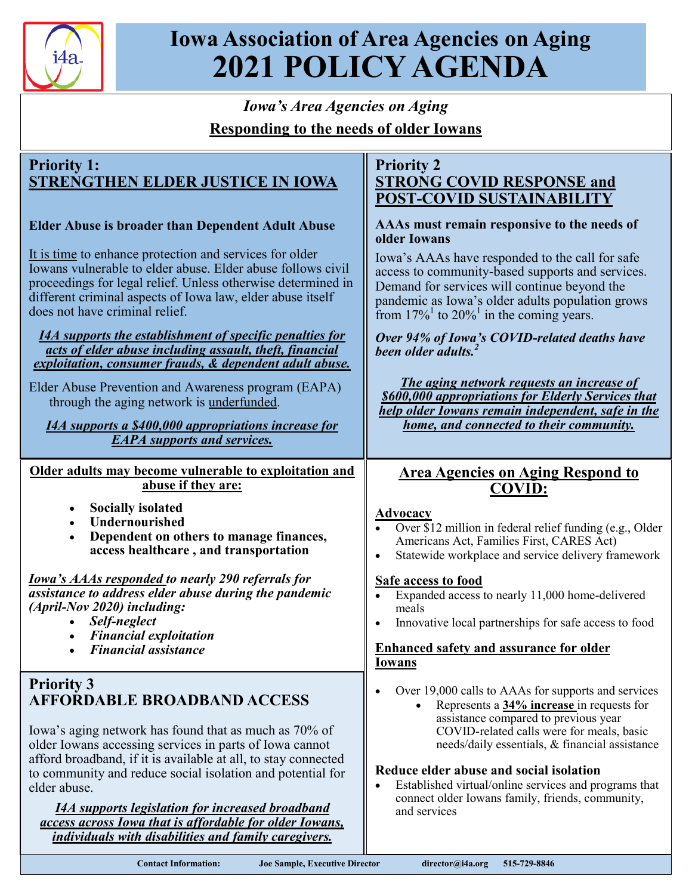# Iowa Association of Area Agencies on Aging
# 2021 POLICY AGENDA

*Iowa's Area Agencies on Aging*

**Responding to the needs of older Iowans**

## Priority 1: STRENGTHEN ELDER JUSTICE IN IOWA

**Elder Abuse is broader than Dependent Adult Abuse**

It is time to enhance protection and services for older Iowans vulnerable to elder abuse. Elder abuse follows civil proceedings for legal relief. Unless otherwise determined in different criminal aspects of Iowa law, elder abuse itself does not have criminal relief.

***I4A supports the establishment of specific penalties for acts of elder abuse including assault, theft, financial exploitation, consumer frauds, & dependent adult abuse.***

Elder Abuse Prevention and Awareness program (EAPA) through the aging network is underfunded.

***I4A supports a $400,000 appropriations increase for EAPA supports and services.***

**Older adults may become vulnerable to exploitation and abuse if they are:**

- **Socially isolated**
- **Undernourished**
- **Dependent on others to manage finances, access healthcare , and transportation**

***Iowa's AAAs responded to nearly 290 referrals for assistance to address elder abuse during the pandemic (April-Nov 2020) including:***

- ***Self-neglect***
- ***Financial exploitation***
- ***Financial assistance***

## Priority 2 STRONG COVID RESPONSE and POST-COVID SUSTAINABILITY

**AAAs must remain responsive to the needs of older Iowans**

Iowa's AAAs have responded to the call for safe access to community-based supports and services. Demand for services will continue beyond the pandemic as Iowa's older adults population grows from 17%[1] to 20%[1] in the coming years.

***Over 94% of Iowa's COVID-related deaths have been older adults.[2]***

***The aging network requests an increase of $600,000 appropriations for Elderly Services that help older Iowans remain independent, safe in the home, and connected to their community.***

### Area Agencies on Aging Respond to COVID:

**Advocacy**

- Over $12 million in federal relief funding (e.g., Older Americans Act, Families First, CARES Act)
- Statewide workplace and service delivery framework

**Safe access to food**

- Expanded access to nearly 11,000 home-delivered meals
- Innovative local partnerships for safe access to food

**Enhanced safety and assurance for older Iowans**

- Over 19,000 calls to AAAs for supports and services
  - Represents a **34% increase** in requests for assistance compared to previous year COVID-related calls were for meals, basic needs/daily essentials, & financial assistance

**Reduce elder abuse and social isolation**

- Established virtual/online services and programs that connect older Iowans family, friends, community, and services

## Priority 3 AFFORDABLE BROADBAND ACCESS

Iowa's aging network has found that as much as 70% of older Iowans accessing services in parts of Iowa cannot afford broadband, if it is available at all, to stay connected to community and reduce social isolation and potential for elder abuse.

***I4A supports legislation for increased broadband access across Iowa that is affordable for older Iowans, individuals with disabilities and family caregivers.***

**Contact Information:** Joe Sample, Executive Director director@i4a.org 515-729-8846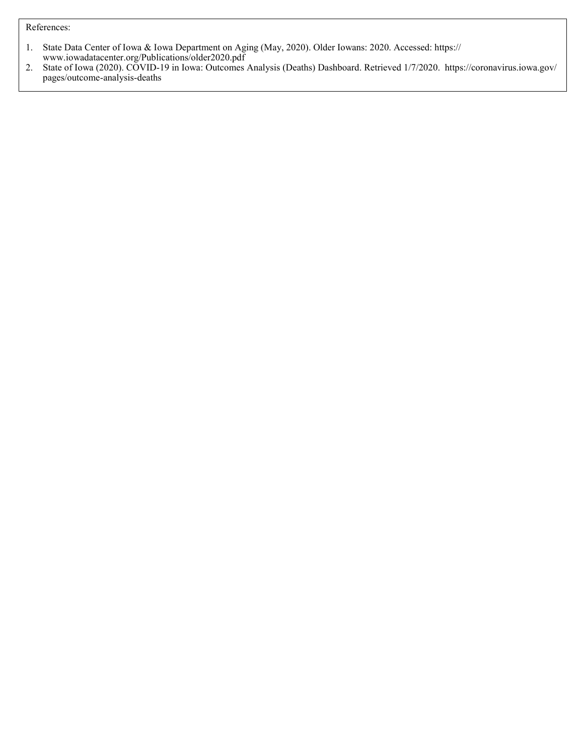References:

1. State Data Center of Iowa & Iowa Department on Aging (May, 2020). Older Iowans: 2020. Accessed: https://www.iowadatacenter.org/Publications/older2020.pdf
2. State of Iowa (2020). COVID-19 in Iowa: Outcomes Analysis (Deaths) Dashboard. Retrieved 1/7/2020. https://coronavirus.iowa.gov/pages/outcome-analysis-deaths